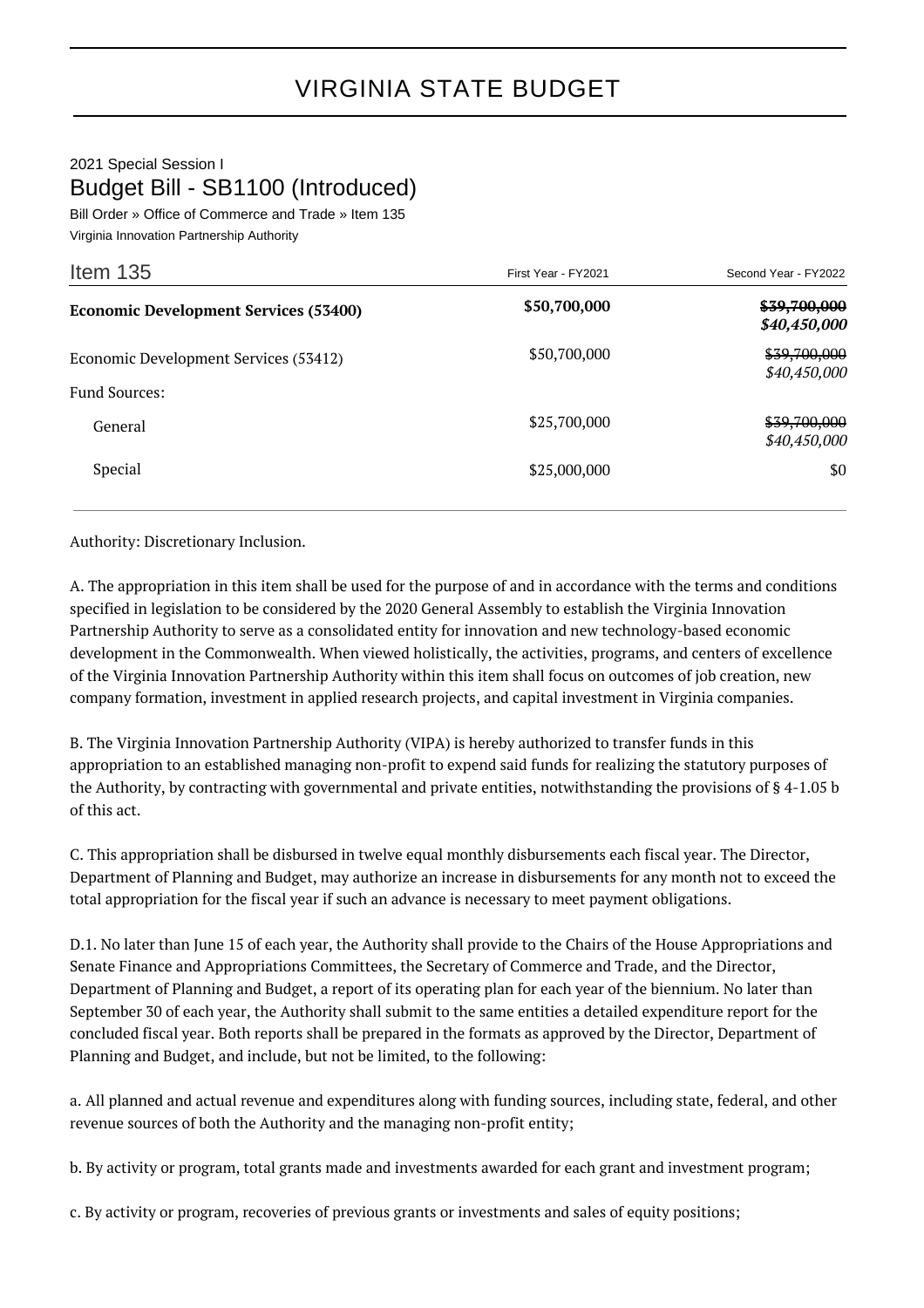# VIRGINIA STATE BUDGET

2021 Special Session I

## Budget Bill - SB1100 (Introduced)

Bill Order » Office of Commerce and Trade » Item 135

Virginia Innovation Partnership Authority

| Item 135 | First Year - FY2021 | Second Year - FY2022 |
|---|---|---|
| **Economic Development Services (53400)** | **$50,700,000** | **~~$39,700,000~~** ***$40,450,000*** |
| Economic Development Services (53412) | $50,700,000 | ~~$39,700,000~~ *$40,450,000* |
| Fund Sources: | | |
| General | $25,700,000 | ~~$39,700,000~~ *$40,450,000* |
| Special | $25,000,000 | $0 |

Authority: Discretionary Inclusion.

A. The appropriation in this item shall be used for the purpose of and in accordance with the terms and conditions specified in legislation to be considered by the 2020 General Assembly to establish the Virginia Innovation Partnership Authority to serve as a consolidated entity for innovation and new technology-based economic development in the Commonwealth. When viewed holistically, the activities, programs, and centers of excellence of the Virginia Innovation Partnership Authority within this item shall focus on outcomes of job creation, new company formation, investment in applied research projects, and capital investment in Virginia companies.

B. The Virginia Innovation Partnership Authority (VIPA) is hereby authorized to transfer funds in this appropriation to an established managing non-profit to expend said funds for realizing the statutory purposes of the Authority, by contracting with governmental and private entities, notwithstanding the provisions of § 4-1.05 b of this act.

C. This appropriation shall be disbursed in twelve equal monthly disbursements each fiscal year. The Director, Department of Planning and Budget, may authorize an increase in disbursements for any month not to exceed the total appropriation for the fiscal year if such an advance is necessary to meet payment obligations.

D.1. No later than June 15 of each year, the Authority shall provide to the Chairs of the House Appropriations and Senate Finance and Appropriations Committees, the Secretary of Commerce and Trade, and the Director, Department of Planning and Budget, a report of its operating plan for each year of the biennium. No later than September 30 of each year, the Authority shall submit to the same entities a detailed expenditure report for the concluded fiscal year. Both reports shall be prepared in the formats as approved by the Director, Department of Planning and Budget, and include, but not be limited, to the following:

a. All planned and actual revenue and expenditures along with funding sources, including state, federal, and other revenue sources of both the Authority and the managing non-profit entity;

b. By activity or program, total grants made and investments awarded for each grant and investment program;

c. By activity or program, recoveries of previous grants or investments and sales of equity positions;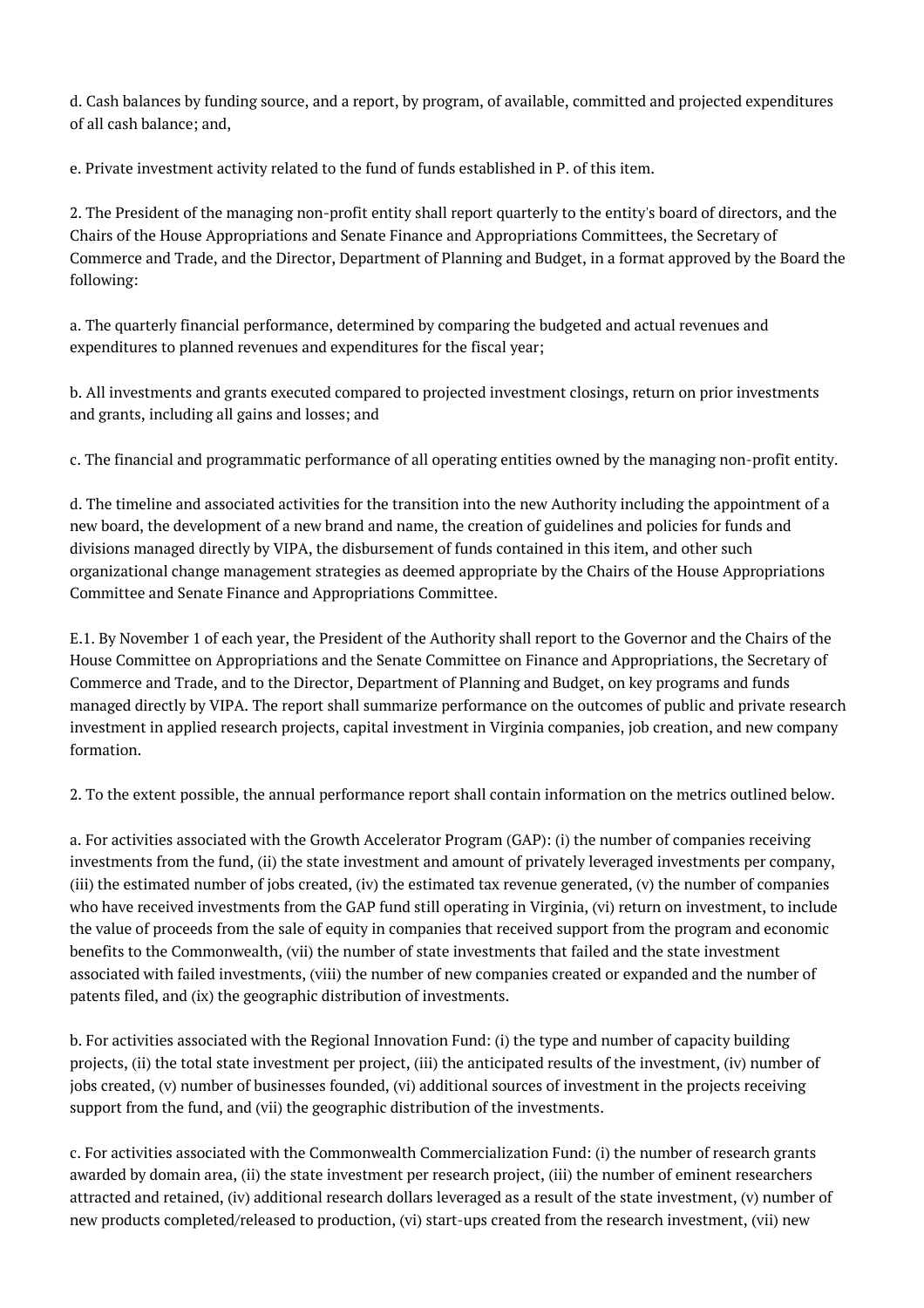d. Cash balances by funding source, and a report, by program, of available, committed and projected expenditures of all cash balance; and,

e. Private investment activity related to the fund of funds established in P. of this item.

2. The President of the managing non-profit entity shall report quarterly to the entity's board of directors, and the Chairs of the House Appropriations and Senate Finance and Appropriations Committees, the Secretary of Commerce and Trade, and the Director, Department of Planning and Budget, in a format approved by the Board the following:

a. The quarterly financial performance, determined by comparing the budgeted and actual revenues and expenditures to planned revenues and expenditures for the fiscal year;

b. All investments and grants executed compared to projected investment closings, return on prior investments and grants, including all gains and losses; and

c. The financial and programmatic performance of all operating entities owned by the managing non-profit entity.

d. The timeline and associated activities for the transition into the new Authority including the appointment of a new board, the development of a new brand and name, the creation of guidelines and policies for funds and divisions managed directly by VIPA, the disbursement of funds contained in this item, and other such organizational change management strategies as deemed appropriate by the Chairs of the House Appropriations Committee and Senate Finance and Appropriations Committee.

E.1. By November 1 of each year, the President of the Authority shall report to the Governor and the Chairs of the House Committee on Appropriations and the Senate Committee on Finance and Appropriations, the Secretary of Commerce and Trade, and to the Director, Department of Planning and Budget, on key programs and funds managed directly by VIPA. The report shall summarize performance on the outcomes of public and private research investment in applied research projects, capital investment in Virginia companies, job creation, and new company formation.

2. To the extent possible, the annual performance report shall contain information on the metrics outlined below.

a. For activities associated with the Growth Accelerator Program (GAP): (i) the number of companies receiving investments from the fund, (ii) the state investment and amount of privately leveraged investments per company, (iii) the estimated number of jobs created, (iv) the estimated tax revenue generated, (v) the number of companies who have received investments from the GAP fund still operating in Virginia, (vi) return on investment, to include the value of proceeds from the sale of equity in companies that received support from the program and economic benefits to the Commonwealth, (vii) the number of state investments that failed and the state investment associated with failed investments, (viii) the number of new companies created or expanded and the number of patents filed, and (ix) the geographic distribution of investments.

b. For activities associated with the Regional Innovation Fund: (i) the type and number of capacity building projects, (ii) the total state investment per project, (iii) the anticipated results of the investment, (iv) number of jobs created, (v) number of businesses founded, (vi) additional sources of investment in the projects receiving support from the fund, and (vii) the geographic distribution of the investments.

c. For activities associated with the Commonwealth Commercialization Fund: (i) the number of research grants awarded by domain area, (ii) the state investment per research project, (iii) the number of eminent researchers attracted and retained, (iv) additional research dollars leveraged as a result of the state investment, (v) number of new products completed/released to production, (vi) start-ups created from the research investment, (vii) new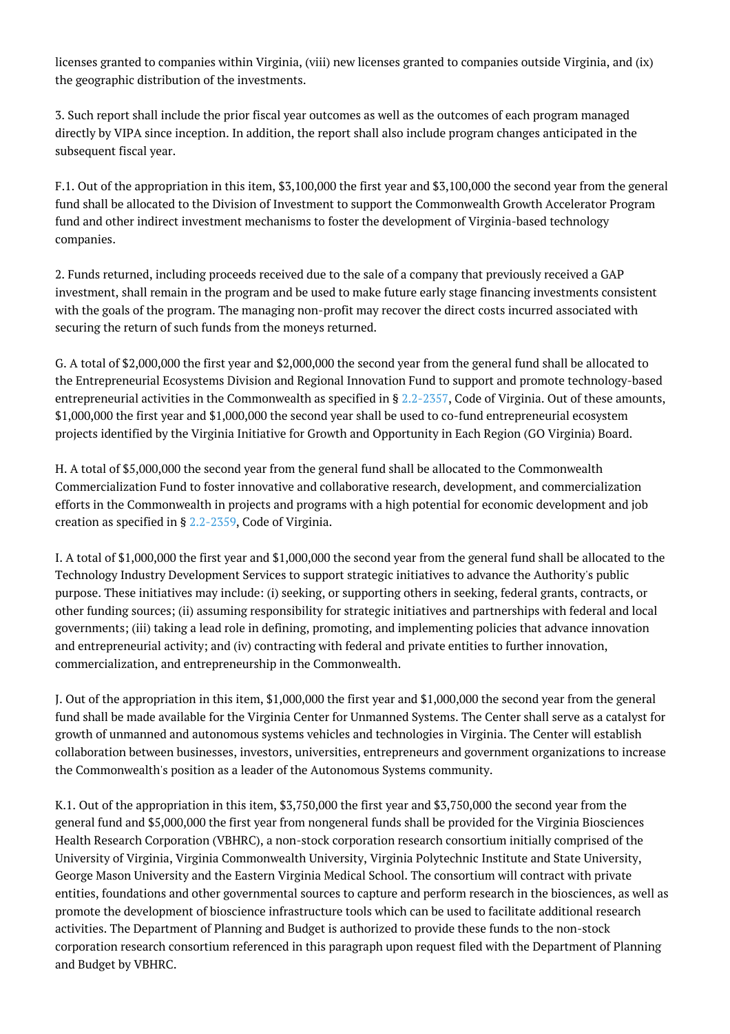licenses granted to companies within Virginia, (viii) new licenses granted to companies outside Virginia, and (ix) the geographic distribution of the investments.

3. Such report shall include the prior fiscal year outcomes as well as the outcomes of each program managed directly by VIPA since inception. In addition, the report shall also include program changes anticipated in the subsequent fiscal year.

F.1. Out of the appropriation in this item, $3,100,000 the first year and $3,100,000 the second year from the general fund shall be allocated to the Division of Investment to support the Commonwealth Growth Accelerator Program fund and other indirect investment mechanisms to foster the development of Virginia-based technology companies.

2. Funds returned, including proceeds received due to the sale of a company that previously received a GAP investment, shall remain in the program and be used to make future early stage financing investments consistent with the goals of the program. The managing non-profit may recover the direct costs incurred associated with securing the return of such funds from the moneys returned.

G. A total of $2,000,000 the first year and $2,000,000 the second year from the general fund shall be allocated to the Entrepreneurial Ecosystems Division and Regional Innovation Fund to support and promote technology-based entrepreneurial activities in the Commonwealth as specified in § 2.2-2357, Code of Virginia. Out of these amounts, $1,000,000 the first year and $1,000,000 the second year shall be used to co-fund entrepreneurial ecosystem projects identified by the Virginia Initiative for Growth and Opportunity in Each Region (GO Virginia) Board.

H. A total of $5,000,000 the second year from the general fund shall be allocated to the Commonwealth Commercialization Fund to foster innovative and collaborative research, development, and commercialization efforts in the Commonwealth in projects and programs with a high potential for economic development and job creation as specified in § 2.2-2359, Code of Virginia.

I. A total of $1,000,000 the first year and $1,000,000 the second year from the general fund shall be allocated to the Technology Industry Development Services to support strategic initiatives to advance the Authority's public purpose. These initiatives may include: (i) seeking, or supporting others in seeking, federal grants, contracts, or other funding sources; (ii) assuming responsibility for strategic initiatives and partnerships with federal and local governments; (iii) taking a lead role in defining, promoting, and implementing policies that advance innovation and entrepreneurial activity; and (iv) contracting with federal and private entities to further innovation, commercialization, and entrepreneurship in the Commonwealth.

J. Out of the appropriation in this item, $1,000,000 the first year and $1,000,000 the second year from the general fund shall be made available for the Virginia Center for Unmanned Systems. The Center shall serve as a catalyst for growth of unmanned and autonomous systems vehicles and technologies in Virginia. The Center will establish collaboration between businesses, investors, universities, entrepreneurs and government organizations to increase the Commonwealth's position as a leader of the Autonomous Systems community.

K.1. Out of the appropriation in this item, $3,750,000 the first year and $3,750,000 the second year from the general fund and $5,000,000 the first year from nongeneral funds shall be provided for the Virginia Biosciences Health Research Corporation (VBHRC), a non-stock corporation research consortium initially comprised of the University of Virginia, Virginia Commonwealth University, Virginia Polytechnic Institute and State University, George Mason University and the Eastern Virginia Medical School. The consortium will contract with private entities, foundations and other governmental sources to capture and perform research in the biosciences, as well as promote the development of bioscience infrastructure tools which can be used to facilitate additional research activities. The Department of Planning and Budget is authorized to provide these funds to the non-stock corporation research consortium referenced in this paragraph upon request filed with the Department of Planning and Budget by VBHRC.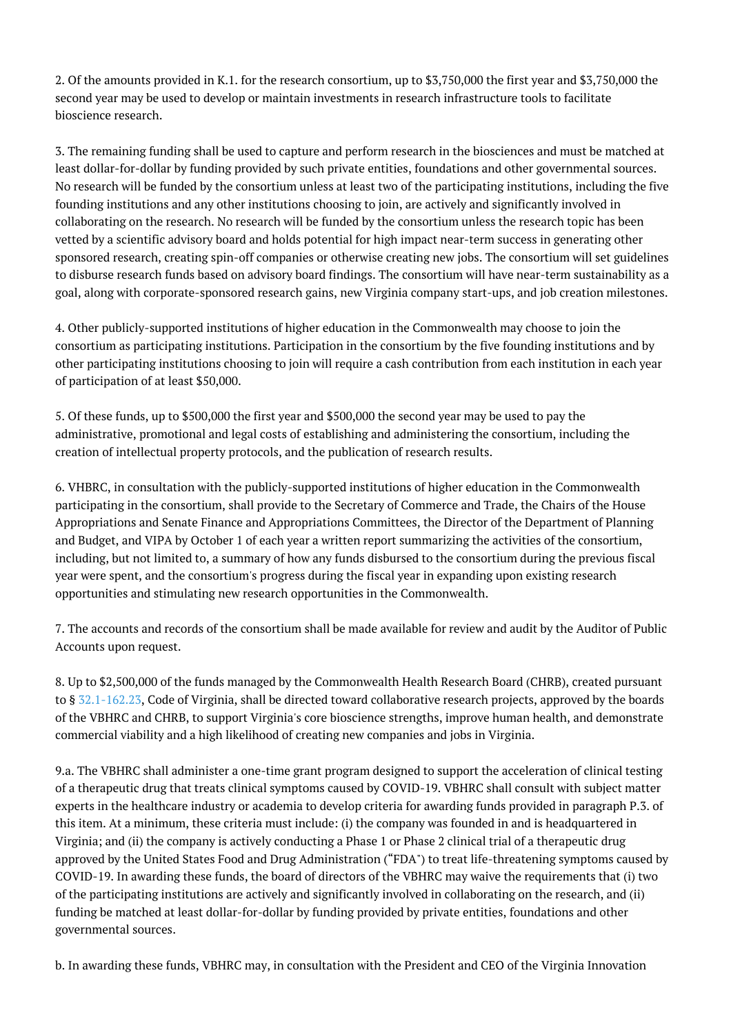2. Of the amounts provided in K.1. for the research consortium, up to $3,750,000 the first year and $3,750,000 the second year may be used to develop or maintain investments in research infrastructure tools to facilitate bioscience research.

3. The remaining funding shall be used to capture and perform research in the biosciences and must be matched at least dollar-for-dollar by funding provided by such private entities, foundations and other governmental sources. No research will be funded by the consortium unless at least two of the participating institutions, including the five founding institutions and any other institutions choosing to join, are actively and significantly involved in collaborating on the research. No research will be funded by the consortium unless the research topic has been vetted by a scientific advisory board and holds potential for high impact near-term success in generating other sponsored research, creating spin-off companies or otherwise creating new jobs. The consortium will set guidelines to disburse research funds based on advisory board findings. The consortium will have near-term sustainability as a goal, along with corporate-sponsored research gains, new Virginia company start-ups, and job creation milestones.

4. Other publicly-supported institutions of higher education in the Commonwealth may choose to join the consortium as participating institutions. Participation in the consortium by the five founding institutions and by other participating institutions choosing to join will require a cash contribution from each institution in each year of participation of at least $50,000.

5. Of these funds, up to $500,000 the first year and $500,000 the second year may be used to pay the administrative, promotional and legal costs of establishing and administering the consortium, including the creation of intellectual property protocols, and the publication of research results.

6. VHBRC, in consultation with the publicly-supported institutions of higher education in the Commonwealth participating in the consortium, shall provide to the Secretary of Commerce and Trade, the Chairs of the House Appropriations and Senate Finance and Appropriations Committees, the Director of the Department of Planning and Budget, and VIPA by October 1 of each year a written report summarizing the activities of the consortium, including, but not limited to, a summary of how any funds disbursed to the consortium during the previous fiscal year were spent, and the consortium's progress during the fiscal year in expanding upon existing research opportunities and stimulating new research opportunities in the Commonwealth.

7. The accounts and records of the consortium shall be made available for review and audit by the Auditor of Public Accounts upon request.

8. Up to $2,500,000 of the funds managed by the Commonwealth Health Research Board (CHRB), created pursuant to § 32.1-162.23, Code of Virginia, shall be directed toward collaborative research projects, approved by the boards of the VBHRC and CHRB, to support Virginia's core bioscience strengths, improve human health, and demonstrate commercial viability and a high likelihood of creating new companies and jobs in Virginia.

9.a. The VBHRC shall administer a one-time grant program designed to support the acceleration of clinical testing of a therapeutic drug that treats clinical symptoms caused by COVID-19. VBHRC shall consult with subject matter experts in the healthcare industry or academia to develop criteria for awarding funds provided in paragraph P.3. of this item. At a minimum, these criteria must include: (i) the company was founded in and is headquartered in Virginia; and (ii) the company is actively conducting a Phase 1 or Phase 2 clinical trial of a therapeutic drug approved by the United States Food and Drug Administration ("FDA") to treat life-threatening symptoms caused by COVID-19. In awarding these funds, the board of directors of the VBHRC may waive the requirements that (i) two of the participating institutions are actively and significantly involved in collaborating on the research, and (ii) funding be matched at least dollar-for-dollar by funding provided by private entities, foundations and other governmental sources.

b. In awarding these funds, VBHRC may, in consultation with the President and CEO of the Virginia Innovation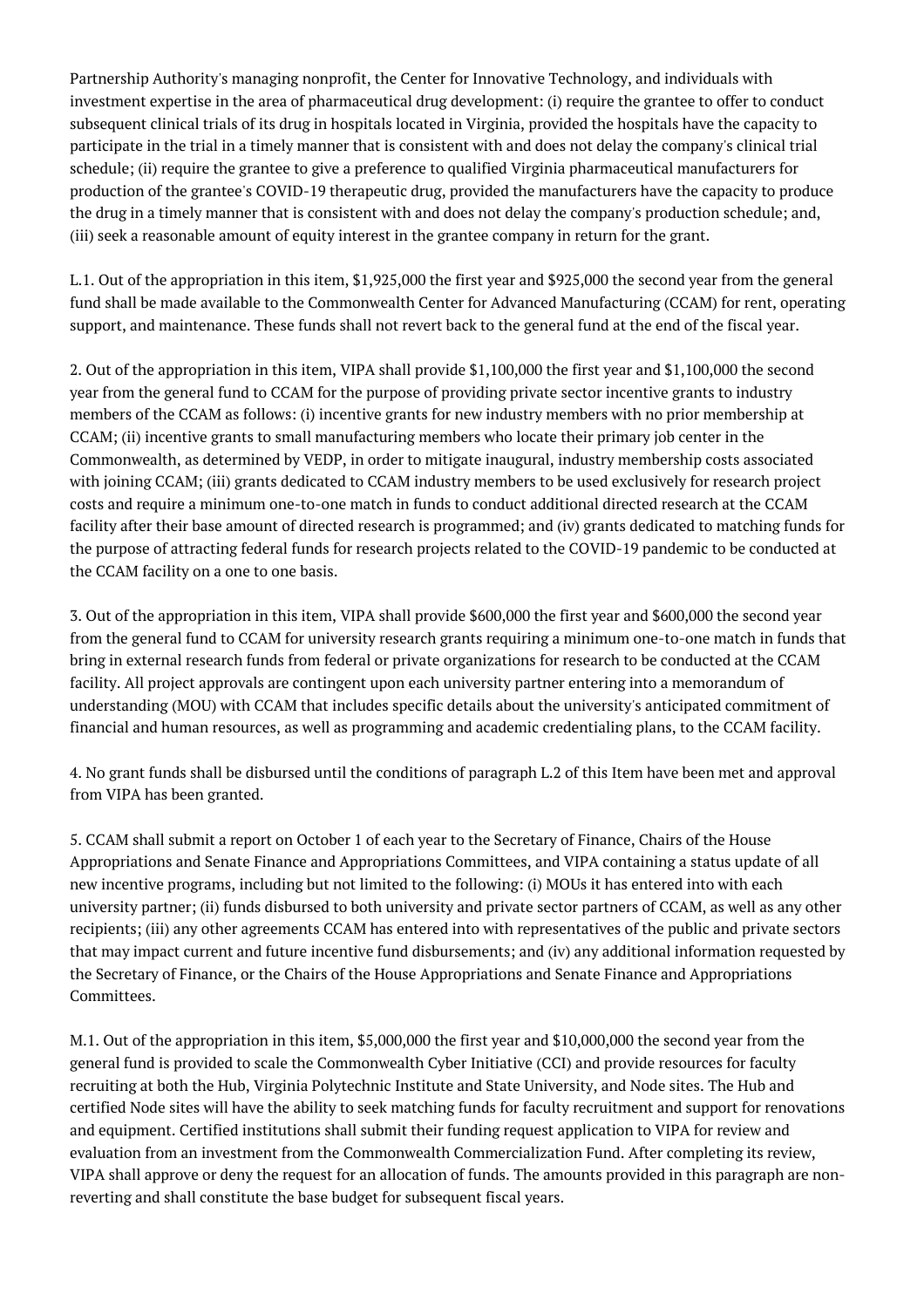Partnership Authority's managing nonprofit, the Center for Innovative Technology, and individuals with investment expertise in the area of pharmaceutical drug development: (i) require the grantee to offer to conduct subsequent clinical trials of its drug in hospitals located in Virginia, provided the hospitals have the capacity to participate in the trial in a timely manner that is consistent with and does not delay the company's clinical trial schedule; (ii) require the grantee to give a preference to qualified Virginia pharmaceutical manufacturers for production of the grantee's COVID-19 therapeutic drug, provided the manufacturers have the capacity to produce the drug in a timely manner that is consistent with and does not delay the company's production schedule; and, (iii) seek a reasonable amount of equity interest in the grantee company in return for the grant.

L.1. Out of the appropriation in this item, $1,925,000 the first year and $925,000 the second year from the general fund shall be made available to the Commonwealth Center for Advanced Manufacturing (CCAM) for rent, operating support, and maintenance. These funds shall not revert back to the general fund at the end of the fiscal year.

2. Out of the appropriation in this item, VIPA shall provide $1,100,000 the first year and $1,100,000 the second year from the general fund to CCAM for the purpose of providing private sector incentive grants to industry members of the CCAM as follows: (i) incentive grants for new industry members with no prior membership at CCAM; (ii) incentive grants to small manufacturing members who locate their primary job center in the Commonwealth, as determined by VEDP, in order to mitigate inaugural, industry membership costs associated with joining CCAM; (iii) grants dedicated to CCAM industry members to be used exclusively for research project costs and require a minimum one-to-one match in funds to conduct additional directed research at the CCAM facility after their base amount of directed research is programmed; and (iv) grants dedicated to matching funds for the purpose of attracting federal funds for research projects related to the COVID-19 pandemic to be conducted at the CCAM facility on a one to one basis.

3. Out of the appropriation in this item, VIPA shall provide $600,000 the first year and $600,000 the second year from the general fund to CCAM for university research grants requiring a minimum one-to-one match in funds that bring in external research funds from federal or private organizations for research to be conducted at the CCAM facility. All project approvals are contingent upon each university partner entering into a memorandum of understanding (MOU) with CCAM that includes specific details about the university's anticipated commitment of financial and human resources, as well as programming and academic credentialing plans, to the CCAM facility.

4. No grant funds shall be disbursed until the conditions of paragraph L.2 of this Item have been met and approval from VIPA has been granted.

5. CCAM shall submit a report on October 1 of each year to the Secretary of Finance, Chairs of the House Appropriations and Senate Finance and Appropriations Committees, and VIPA containing a status update of all new incentive programs, including but not limited to the following: (i) MOUs it has entered into with each university partner; (ii) funds disbursed to both university and private sector partners of CCAM, as well as any other recipients; (iii) any other agreements CCAM has entered into with representatives of the public and private sectors that may impact current and future incentive fund disbursements; and (iv) any additional information requested by the Secretary of Finance, or the Chairs of the House Appropriations and Senate Finance and Appropriations Committees.

M.1. Out of the appropriation in this item, $5,000,000 the first year and $10,000,000 the second year from the general fund is provided to scale the Commonwealth Cyber Initiative (CCI) and provide resources for faculty recruiting at both the Hub, Virginia Polytechnic Institute and State University, and Node sites. The Hub and certified Node sites will have the ability to seek matching funds for faculty recruitment and support for renovations and equipment. Certified institutions shall submit their funding request application to VIPA for review and evaluation from an investment from the Commonwealth Commercialization Fund. After completing its review, VIPA shall approve or deny the request for an allocation of funds. The amounts provided in this paragraph are non-reverting and shall constitute the base budget for subsequent fiscal years.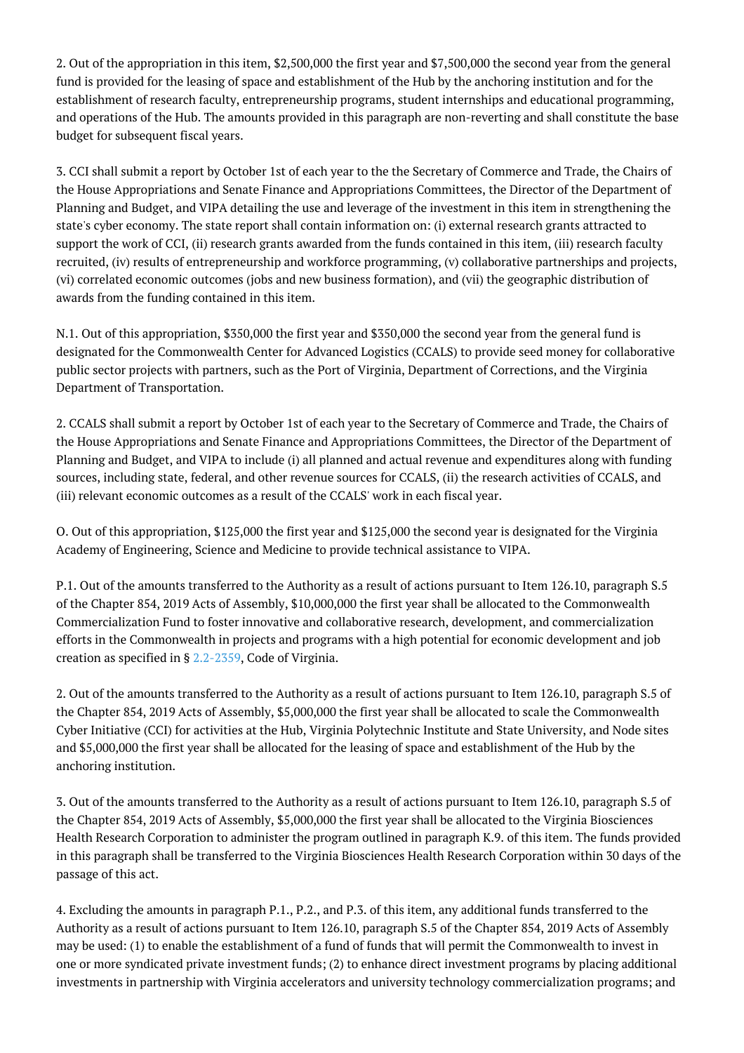2. Out of the appropriation in this item, $2,500,000 the first year and $7,500,000 the second year from the general fund is provided for the leasing of space and establishment of the Hub by the anchoring institution and for the establishment of research faculty, entrepreneurship programs, student internships and educational programming, and operations of the Hub. The amounts provided in this paragraph are non-reverting and shall constitute the base budget for subsequent fiscal years.

3. CCI shall submit a report by October 1st of each year to the the Secretary of Commerce and Trade, the Chairs of the House Appropriations and Senate Finance and Appropriations Committees, the Director of the Department of Planning and Budget, and VIPA detailing the use and leverage of the investment in this item in strengthening the state's cyber economy. The state report shall contain information on: (i) external research grants attracted to support the work of CCI, (ii) research grants awarded from the funds contained in this item, (iii) research faculty recruited, (iv) results of entrepreneurship and workforce programming, (v) collaborative partnerships and projects, (vi) correlated economic outcomes (jobs and new business formation), and (vii) the geographic distribution of awards from the funding contained in this item.

N.1. Out of this appropriation, $350,000 the first year and $350,000 the second year from the general fund is designated for the Commonwealth Center for Advanced Logistics (CCALS) to provide seed money for collaborative public sector projects with partners, such as the Port of Virginia, Department of Corrections, and the Virginia Department of Transportation.

2. CCALS shall submit a report by October 1st of each year to the Secretary of Commerce and Trade, the Chairs of the House Appropriations and Senate Finance and Appropriations Committees, the Director of the Department of Planning and Budget, and VIPA to include (i) all planned and actual revenue and expenditures along with funding sources, including state, federal, and other revenue sources for CCALS, (ii) the research activities of CCALS, and (iii) relevant economic outcomes as a result of the CCALS' work in each fiscal year.

O. Out of this appropriation, $125,000 the first year and $125,000 the second year is designated for the Virginia Academy of Engineering, Science and Medicine to provide technical assistance to VIPA.

P.1. Out of the amounts transferred to the Authority as a result of actions pursuant to Item 126.10, paragraph S.5 of the Chapter 854, 2019 Acts of Assembly, $10,000,000 the first year shall be allocated to the Commonwealth Commercialization Fund to foster innovative and collaborative research, development, and commercialization efforts in the Commonwealth in projects and programs with a high potential for economic development and job creation as specified in § 2.2-2359, Code of Virginia.

2. Out of the amounts transferred to the Authority as a result of actions pursuant to Item 126.10, paragraph S.5 of the Chapter 854, 2019 Acts of Assembly, $5,000,000 the first year shall be allocated to scale the Commonwealth Cyber Initiative (CCI) for activities at the Hub, Virginia Polytechnic Institute and State University, and Node sites and $5,000,000 the first year shall be allocated for the leasing of space and establishment of the Hub by the anchoring institution.

3. Out of the amounts transferred to the Authority as a result of actions pursuant to Item 126.10, paragraph S.5 of the Chapter 854, 2019 Acts of Assembly, $5,000,000 the first year shall be allocated to the Virginia Biosciences Health Research Corporation to administer the program outlined in paragraph K.9. of this item. The funds provided in this paragraph shall be transferred to the Virginia Biosciences Health Research Corporation within 30 days of the passage of this act.

4. Excluding the amounts in paragraph P.1., P.2., and P.3. of this item, any additional funds transferred to the Authority as a result of actions pursuant to Item 126.10, paragraph S.5 of the Chapter 854, 2019 Acts of Assembly may be used: (1) to enable the establishment of a fund of funds that will permit the Commonwealth to invest in one or more syndicated private investment funds; (2) to enhance direct investment programs by placing additional investments in partnership with Virginia accelerators and university technology commercialization programs; and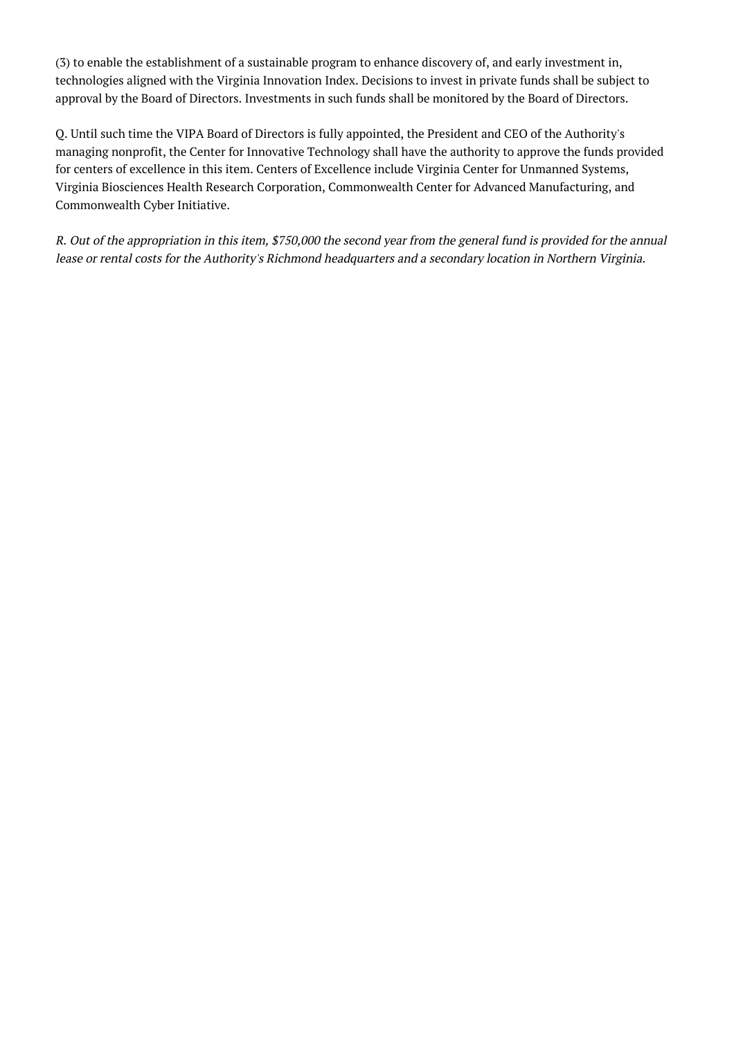(3) to enable the establishment of a sustainable program to enhance discovery of, and early investment in, technologies aligned with the Virginia Innovation Index. Decisions to invest in private funds shall be subject to approval by the Board of Directors. Investments in such funds shall be monitored by the Board of Directors.

Q. Until such time the VIPA Board of Directors is fully appointed, the President and CEO of the Authority's managing nonprofit, the Center for Innovative Technology shall have the authority to approve the funds provided for centers of excellence in this item. Centers of Excellence include Virginia Center for Unmanned Systems, Virginia Biosciences Health Research Corporation, Commonwealth Center for Advanced Manufacturing, and Commonwealth Cyber Initiative.

*R. Out of the appropriation in this item, $750,000 the second year from the general fund is provided for the annual lease or rental costs for the Authority's Richmond headquarters and a secondary location in Northern Virginia.*